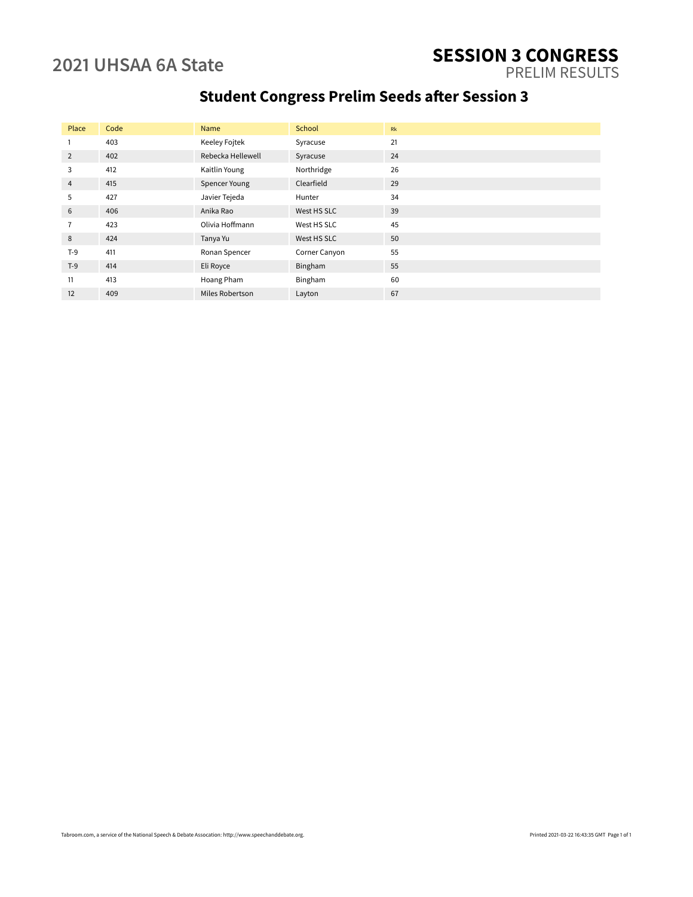# 2021 UHSAA 6A State

## SESSION 3 CONGRESS

PRELIM RESULTS

### Student Congress Prelim Seeds after Session 3

| Place | Code | Name | School | Rk |
|---|---|---|---|---|
| 1 | 403 | Keeley Fojtek | Syracuse | 21 |
| 2 | 402 | Rebecka Hellewell | Syracuse | 24 |
| 3 | 412 | Kaitlin Young | Northridge | 26 |
| 4 | 415 | Spencer Young | Clearfield | 29 |
| 5 | 427 | Javier Tejeda | Hunter | 34 |
| 6 | 406 | Anika Rao | West HS SLC | 39 |
| 7 | 423 | Olivia Hoffmann | West HS SLC | 45 |
| 8 | 424 | Tanya Yu | West HS SLC | 50 |
| T-9 | 411 | Ronan Spencer | Corner Canyon | 55 |
| T-9 | 414 | Eli Royce | Bingham | 55 |
| 11 | 413 | Hoang Pham | Bingham | 60 |
| 12 | 409 | Miles Robertson | Layton | 67 |

Tabroom.com, a service of the National Speech & Debate Assocation: http://www.speechanddebate.org.

Printed 2021-03-22 16:43:35 GMT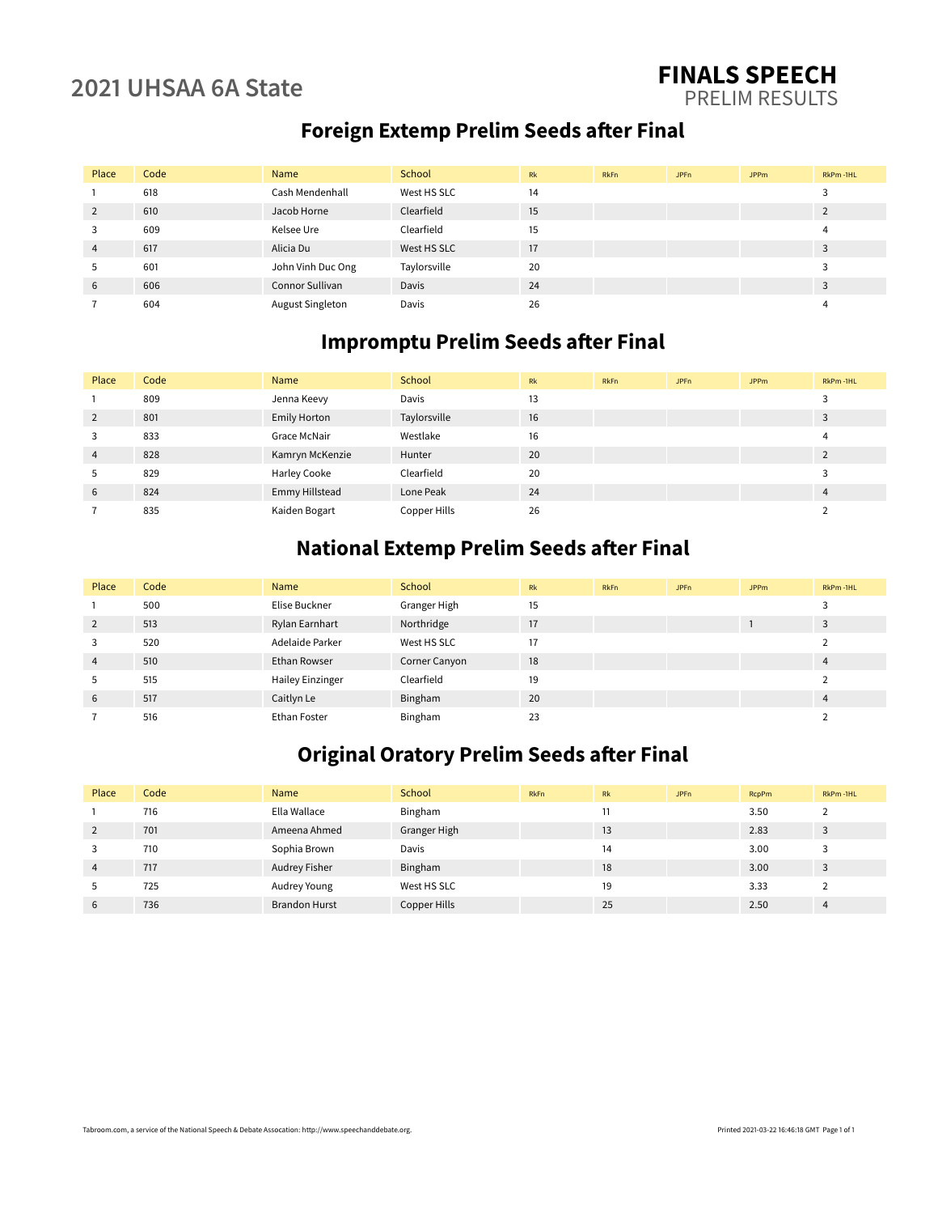# 2021 UHSAA 6A State

# FINALS SPEECH
PRELIM RESULTS

## Foreign Extemp Prelim Seeds after Final

| Place | Code | Name | School | Rk | RkFn | JPFn | JPPm | RkPm -1HL |
|---|---|---|---|---|---|---|---|---|
| 1 | 618 | Cash Mendenhall | West HS SLC | 14 | | | | 3 |
| 2 | 610 | Jacob Horne | Clearfield | 15 | | | | 2 |
| 3 | 609 | Kelsee Ure | Clearfield | 15 | | | | 4 |
| 4 | 617 | Alicia Du | West HS SLC | 17 | | | | 3 |
| 5 | 601 | John Vinh Duc Ong | Taylorsville | 20 | | | | 3 |
| 6 | 606 | Connor Sullivan | Davis | 24 | | | | 3 |
| 7 | 604 | August Singleton | Davis | 26 | | | | 4 |

## Impromptu Prelim Seeds after Final

| Place | Code | Name | School | Rk | RkFn | JPFn | JPPm | RkPm -1HL |
|---|---|---|---|---|---|---|---|---|
| 1 | 809 | Jenna Keevy | Davis | 13 | | | | 3 |
| 2 | 801 | Emily Horton | Taylorsville | 16 | | | | 3 |
| 3 | 833 | Grace McNair | Westlake | 16 | | | | 4 |
| 4 | 828 | Kamryn McKenzie | Hunter | 20 | | | | 2 |
| 5 | 829 | Harley Cooke | Clearfield | 20 | | | | 3 |
| 6 | 824 | Emmy Hillstead | Lone Peak | 24 | | | | 4 |
| 7 | 835 | Kaiden Bogart | Copper Hills | 26 | | | | 2 |

## National Extemp Prelim Seeds after Final

| Place | Code | Name | School | Rk | RkFn | JPFn | JPPm | RkPm -1HL |
|---|---|---|---|---|---|---|---|---|
| 1 | 500 | Elise Buckner | Granger High | 15 | | | | 3 |
| 2 | 513 | Rylan Earnhart | Northridge | 17 | | | 1 | 3 |
| 3 | 520 | Adelaide Parker | West HS SLC | 17 | | | | 2 |
| 4 | 510 | Ethan Rowser | Corner Canyon | 18 | | | | 4 |
| 5 | 515 | Hailey Einzinger | Clearfield | 19 | | | | 2 |
| 6 | 517 | Caitlyn Le | Bingham | 20 | | | | 4 |
| 7 | 516 | Ethan Foster | Bingham | 23 | | | | 2 |

## Original Oratory Prelim Seeds after Final

| Place | Code | Name | School | RkFn | Rk | JPFn | RcpPm | RkPm -1HL |
|---|---|---|---|---|---|---|---|---|
| 1 | 716 | Ella Wallace | Bingham | | 11 | | 3.50 | 2 |
| 2 | 701 | Ameena Ahmed | Granger High | | 13 | | 2.83 | 3 |
| 3 | 710 | Sophia Brown | Davis | | 14 | | 3.00 | 3 |
| 4 | 717 | Audrey Fisher | Bingham | | 18 | | 3.00 | 3 |
| 5 | 725 | Audrey Young | West HS SLC | | 19 | | 3.33 | 2 |
| 6 | 736 | Brandon Hurst | Copper Hills | | 25 | | 2.50 | 4 |

Tabroom.com, a service of the National Speech & Debate Assocation: http://www.speechanddebate.org.

Printed 2021-03-22 16:46:18 GMT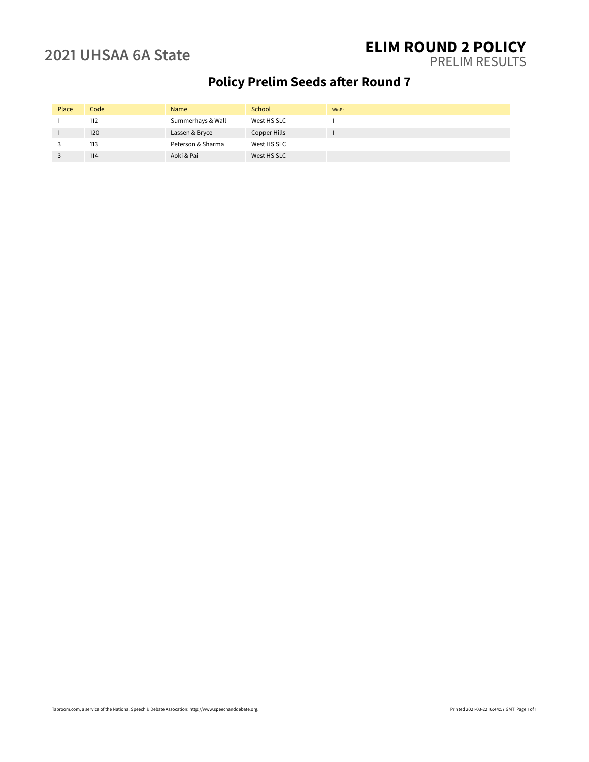## 2021 UHSAA 6A State

# ELIM ROUND 2 POLICY

PRELIM RESULTS

## Policy Prelim Seeds after Round 7

| Place | Code | Name | School | WinPr |
|---|---|---|---|---|
| 1 | 112 | Summerhays & Wall | West HS SLC | 1 |
| 1 | 120 | Lassen & Bryce | Copper Hills | 1 |
| 3 | 113 | Peterson & Sharma | West HS SLC | |
| 3 | 114 | Aoki & Pai | West HS SLC | |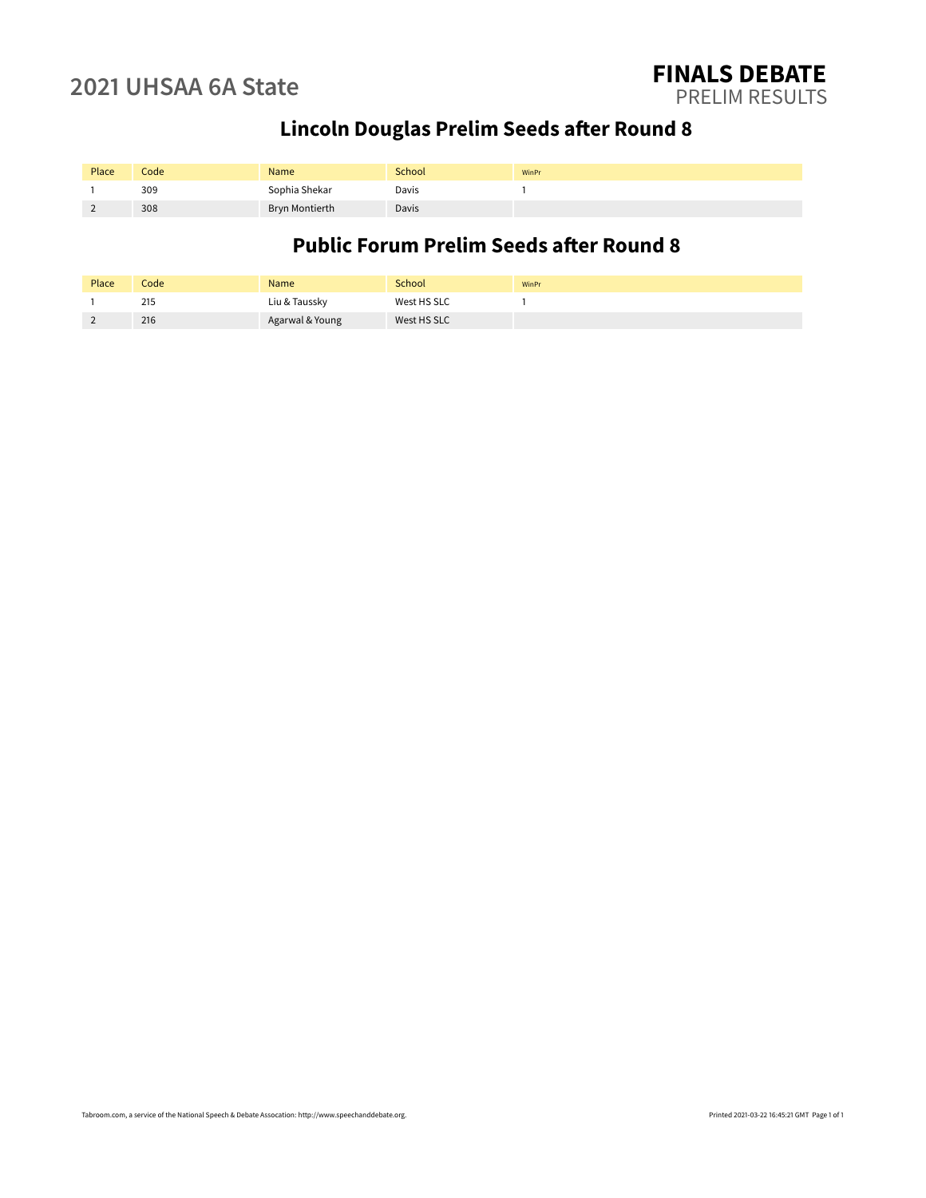## 2021 UHSAA 6A State

# FINALS DEBATE

PRELIM RESULTS

## Lincoln Douglas Prelim Seeds after Round 8

| Place | Code | Name | School | WinPr |
|---|---|---|---|---|
| 1 | 309 | Sophia Shekar | Davis | 1 |
| 2 | 308 | Bryn Montierth | Davis | |

## Public Forum Prelim Seeds after Round 8

| Place | Code | Name | School | WinPr |
|---|---|---|---|---|
| 1 | 215 | Liu & Taussky | West HS SLC | 1 |
| 2 | 216 | Agarwal & Young | West HS SLC | |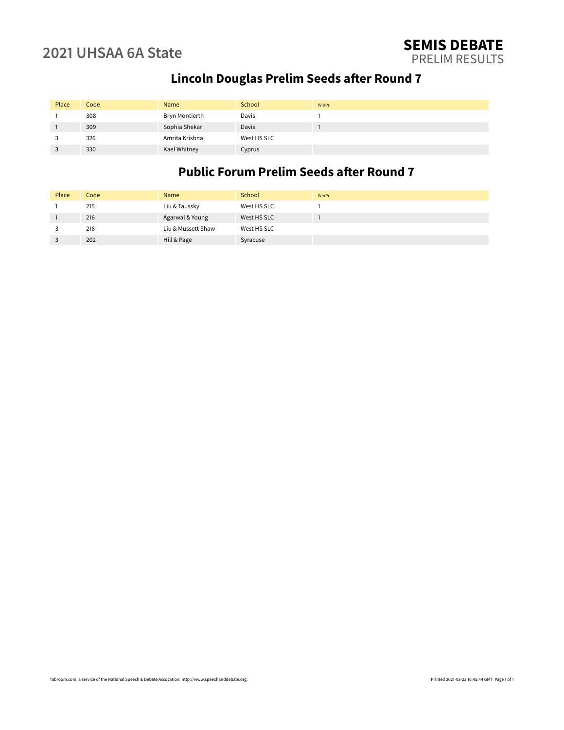## 2021 UHSAA 6A State

**SEMIS DEBATE**
PRELIM RESULTS

### Lincoln Douglas Prelim Seeds after Round 7

| Place | Code | Name | School | WinPr |
|---|---|---|---|---|
| 1 | 308 | Bryn Montierth | Davis | 1 |
| 1 | 309 | Sophia Shekar | Davis | 1 |
| 3 | 326 | Amrita Krishna | West HS SLC | |
| 3 | 330 | Kael Whitney | Cyprus | |

### Public Forum Prelim Seeds after Round 7

| Place | Code | Name | School | WinPr |
|---|---|---|---|---|
| 1 | 215 | Liu & Taussky | West HS SLC | 1 |
| 1 | 216 | Agarwal & Young | West HS SLC | 1 |
| 3 | 218 | Liu & Mussett Shaw | West HS SLC | |
| 3 | 202 | Hill & Page | Syracuse | |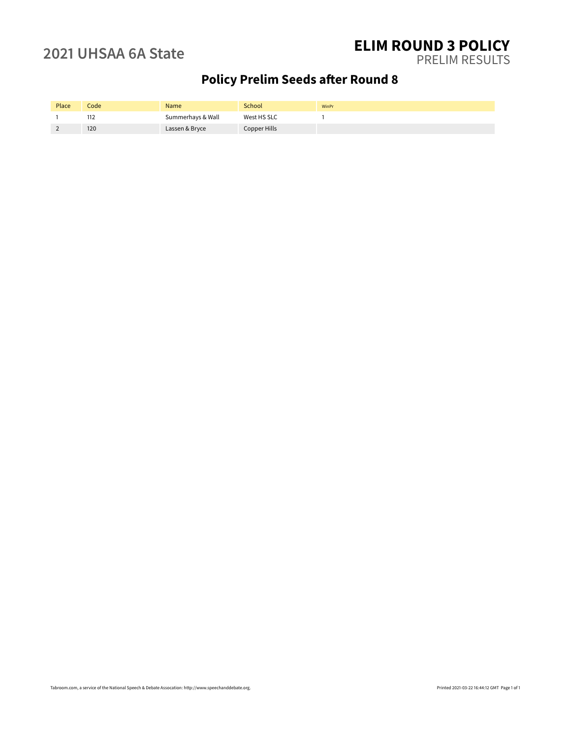2021 UHSAA 6A State

# ELIM ROUND 3 POLICY

PRELIM RESULTS

## Policy Prelim Seeds after Round 8

| Place | Code | Name | School | WinPr |
|---|---|---|---|---|
| 1 | 112 | Summerhays & Wall | West HS SLC | 1 |
| 2 | 120 | Lassen & Bryce | Copper Hills | |

Tabroom.com, a service of the National Speech & Debate Assocation: http://www.speechanddebate.org.

Printed 2021-03-22 16:44:12 GMT